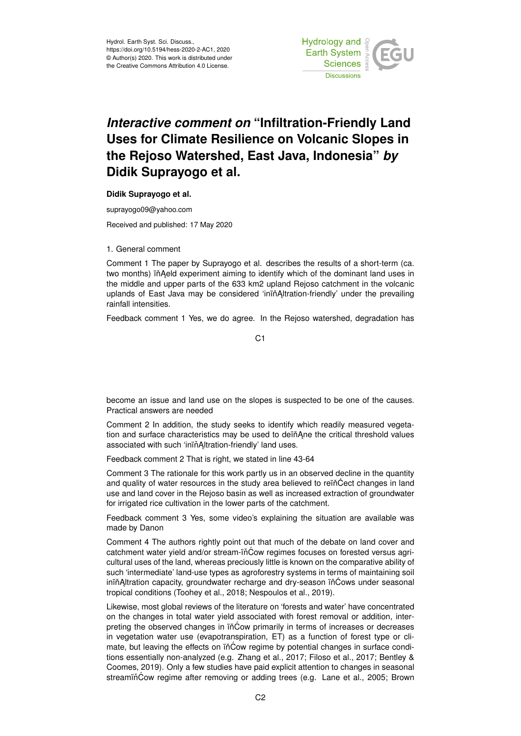# *Interactive comment on* "Infiltration-Friendly Land Uses for Climate Resilience on Volcanic Slopes in the Rejoso Watershed, East Java, Indonesia" *by* Didik Suprayogo et al.

**Didik Suprayogo et al.**

suprayogo09@yahoo.com

Received and published: 17 May 2020

1. General comment

Comment 1 The paper by Suprayogo et al. describes the results of a short-term (ca. two months) field experiment aiming to identify which of the dominant land uses in the middle and upper parts of the 633 km2 upland Rejoso catchment in the volcanic uplands of East Java may be considered 'infiltration-friendly' under the prevailing rainfall intensities.

Feedback comment 1 Yes, we do agree. In the Rejoso watershed, degradation has become an issue and land use on the slopes is suspected to be one of the causes. Practical answers are needed

Comment 2 In addition, the study seeks to identify which readily measured vegetation and surface characteristics may be used to define the critical threshold values associated with such 'infiltration-friendly' land uses.

Feedback comment 2 That is right, we stated in line 43-64

Comment 3 The rationale for this work partly us in an observed decline in the quantity and quality of water resources in the study area believed to reflect changes in land use and land cover in the Rejoso basin as well as increased extraction of groundwater for irrigated rice cultivation in the lower parts of the catchment.

Feedback comment 3 Yes, some video's explaining the situation are available was made by Danon

Comment 4 The authors rightly point out that much of the debate on land cover and catchment water yield and/or stream-flow regimes focuses on forested versus agricultural uses of the land, whereas preciously little is known on the comparative ability of such 'intermediate' land-use types as agroforestry systems in terms of maintaining soil infiltration capacity, groundwater recharge and dry-season flows under seasonal tropical conditions (Toohey et al., 2018; Nespoulos et al., 2019).

Likewise, most global reviews of the literature on 'forests and water' have concentrated on the changes in total water yield associated with forest removal or addition, interpreting the observed changes in flow primarily in terms of increases or decreases in vegetation water use (evapotranspiration, ET) as a function of forest type or climate, but leaving the effects on flow regime by potential changes in surface conditions essentially non-analyzed (e.g. Zhang et al., 2017; Filoso et al., 2017; Bentley & Coomes, 2019). Only a few studies have paid explicit attention to changes in seasonal streamflow regime after removing or adding trees (e.g. Lane et al., 2005; Brown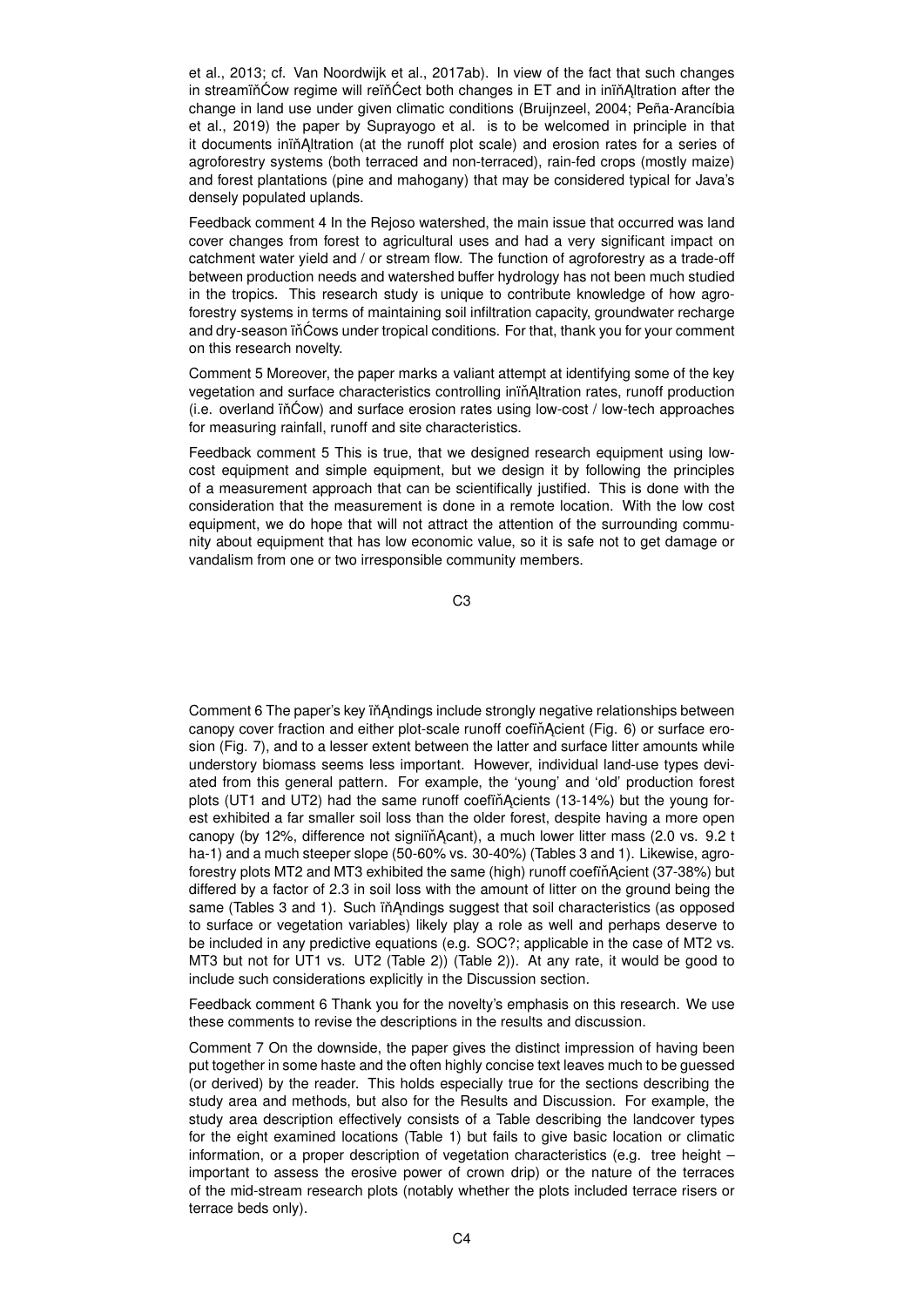et al., 2013; cf. Van Noordwijk et al., 2017ab). In view of the fact that such changes in streamflow regime will reflect both changes in ET and in infiltration after the change in land use under given climatic conditions (Bruijnzeel, 2004; Peña-Arancíbia et al., 2019) the paper by Suprayogo et al. is to be welcomed in principle in that it documents infiltration (at the runoff plot scale) and erosion rates for a series of agroforestry systems (both terraced and non-terraced), rain-fed crops (mostly maize) and forest plantations (pine and mahogany) that may be considered typical for Java's densely populated uplands.

Feedback comment 4 In the Rejoso watershed, the main issue that occurred was land cover changes from forest to agricultural uses and had a very significant impact on catchment water yield and / or stream flow. The function of agroforestry as a trade-off between production needs and watershed buffer hydrology has not been much studied in the tropics. This research study is unique to contribute knowledge of how agroforestry systems in terms of maintaining soil infiltration capacity, groundwater recharge and dry-season flows under tropical conditions. For that, thank you for your comment on this research novelty.

Comment 5 Moreover, the paper marks a valiant attempt at identifying some of the key vegetation and surface characteristics controlling infiltration rates, runoff production (i.e. overland flow) and surface erosion rates using low-cost / low-tech approaches for measuring rainfall, runoff and site characteristics.

Feedback comment 5 This is true, that we designed research equipment using low-cost equipment and simple equipment, but we design it by following the principles of a measurement approach that can be scientifically justified. This is done with the consideration that the measurement is done in a remote location. With the low cost equipment, we do hope that will not attract the attention of the surrounding community about equipment that has low economic value, so it is safe not to get damage or vandalism from one or two irresponsible community members.

Comment 6 The paper's key findings include strongly negative relationships between canopy cover fraction and either plot-scale runoff coefficient (Fig. 6) or surface erosion (Fig. 7), and to a lesser extent between the latter and surface litter amounts while understory biomass seems less important. However, individual land-use types deviated from this general pattern. For example, the 'young' and 'old' production forest plots (UT1 and UT2) had the same runoff coefficients (13-14%) but the young forest exhibited a far smaller soil loss than the older forest, despite having a more open canopy (by 12%, difference not significant), a much lower litter mass (2.0 vs. 9.2 t ha-1) and a much steeper slope (50-60% vs. 30-40%) (Tables 3 and 1). Likewise, agroforestry plots MT2 and MT3 exhibited the same (high) runoff coefficient (37-38%) but differed by a factor of 2.3 in soil loss with the amount of litter on the ground being the same (Tables 3 and 1). Such findings suggest that soil characteristics (as opposed to surface or vegetation variables) likely play a role as well and perhaps deserve to be included in any predictive equations (e.g. SOC?; applicable in the case of MT2 vs. MT3 but not for UT1 vs. UT2 (Table 2)) (Table 2)). At any rate, it would be good to include such considerations explicitly in the Discussion section.

Feedback comment 6 Thank you for the novelty's emphasis on this research. We use these comments to revise the descriptions in the results and discussion.

Comment 7 On the downside, the paper gives the distinct impression of having been put together in some haste and the often highly concise text leaves much to be guessed (or derived) by the reader. This holds especially true for the sections describing the study area and methods, but also for the Results and Discussion. For example, the study area description effectively consists of a Table describing the landcover types for the eight examined locations (Table 1) but fails to give basic location or climatic information, or a proper description of vegetation characteristics (e.g. tree height – important to assess the erosive power of crown drip) or the nature of the terraces of the mid-stream research plots (notably whether the plots included terrace risers or terrace beds only).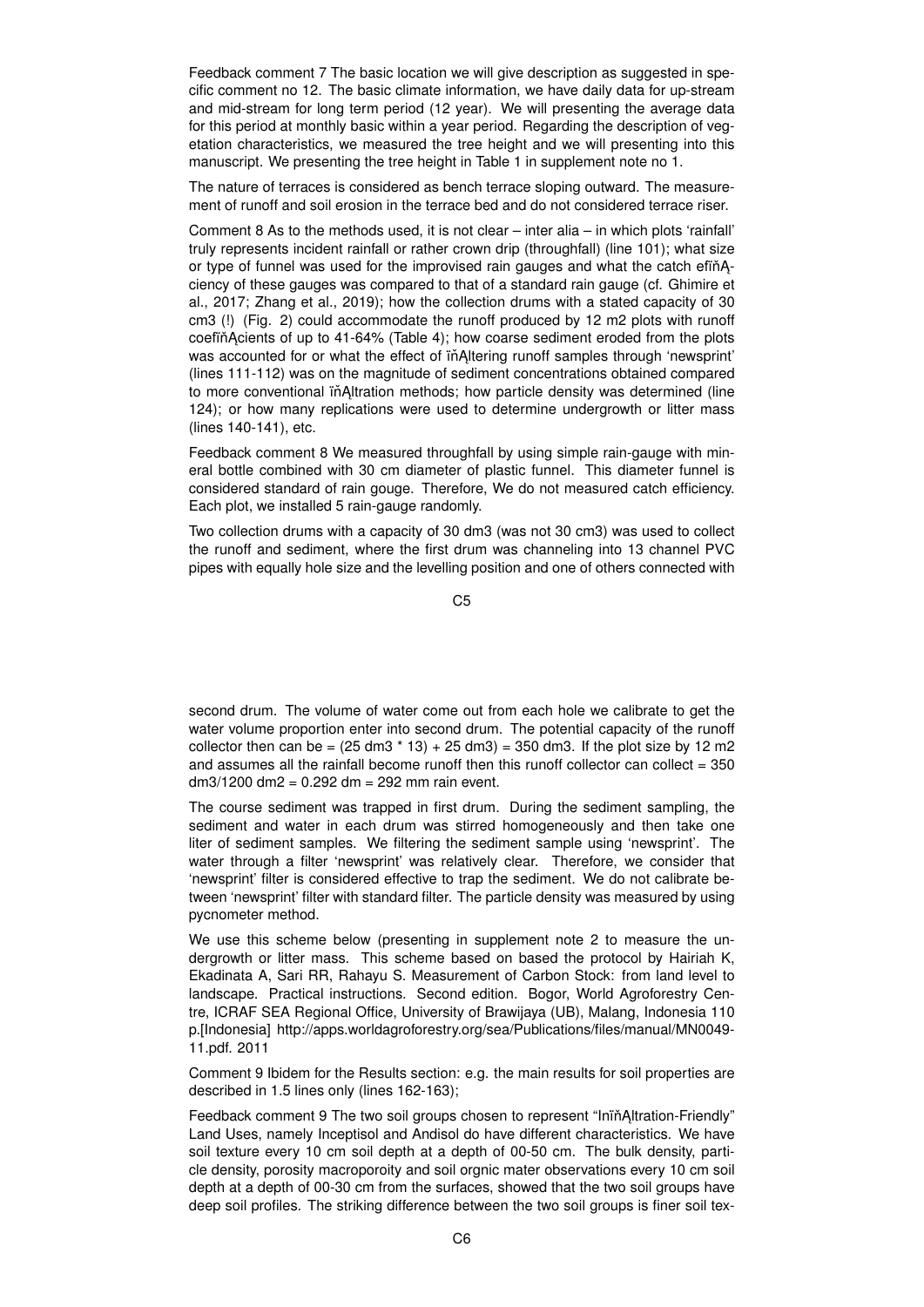Feedback comment 7 The basic location we will give description as suggested in specific comment no 12. The basic climate information, we have daily data for up-stream and mid-stream for long term period (12 year). We will presenting the average data for this period at monthly basic within a year period. Regarding the description of vegetation characteristics, we measured the tree height and we will presenting into this manuscript. We presenting the tree height in Table 1 in supplement note no 1.

The nature of terraces is considered as bench terrace sloping outward. The measurement of runoff and soil erosion in the terrace bed and do not considered terrace riser.

Comment 8 As to the methods used, it is not clear – inter alia – in which plots 'rainfall' truly represents incident rainfall or rather crown drip (throughfall) (line 101); what size or type of funnel was used for the improvised rain gauges and what the catch efficiency of these gauges was compared to that of a standard rain gauge (cf. Ghimire et al., 2017; Zhang et al., 2019); how the collection drums with a stated capacity of 30 cm3 (!) (Fig. 2) could accommodate the runoff produced by 12 m2 plots with runoff coefficients of up to 41-64% (Table 4); how coarse sediment eroded from the plots was accounted for or what the effect of filtering runoff samples through 'newsprint' (lines 111-112) was on the magnitude of sediment concentrations obtained compared to more conventional filtration methods; how particle density was determined (line 124); or how many replications were used to determine undergrowth or litter mass (lines 140-141), etc.

Feedback comment 8 We measured throughfall by using simple rain-gauge with mineral bottle combined with 30 cm diameter of plastic funnel. This diameter funnel is considered standard of rain gouge. Therefore, We do not measured catch efficiency. Each plot, we installed 5 rain-gauge randomly.

Two collection drums with a capacity of 30 dm3 (was not 30 cm3) was used to collect the runoff and sediment, where the first drum was channeling into 13 channel PVC pipes with equally hole size and the levelling position and one of others connected with second drum. The volume of water come out from each hole we calibrate to get the water volume proportion enter into second drum. The potential capacity of the runoff collector then can be = (25 dm3 * 13) + 25 dm3) = 350 dm3. If the plot size by 12 m2 and assumes all the rainfall become runoff then this runoff collector can collect = 350 dm3/1200 dm2 = 0.292 dm = 292 mm rain event.

The course sediment was trapped in first drum. During the sediment sampling, the sediment and water in each drum was stirred homogeneously and then take one liter of sediment samples. We filtering the sediment sample using 'newsprint'. The water through a filter 'newsprint' was relatively clear. Therefore, we consider that 'newsprint' filter is considered effective to trap the sediment. We do not calibrate between 'newsprint' filter with standard filter. The particle density was measured by using pycnometer method.

We use this scheme below (presenting in supplement note 2 to measure the undergrowth or litter mass. This scheme based on based the protocol by Hairiah K, Ekadinata A, Sari RR, Rahayu S. Measurement of Carbon Stock: from land level to landscape. Practical instructions. Second edition. Bogor, World Agroforestry Centre, ICRAF SEA Regional Office, University of Brawijaya (UB), Malang, Indonesia 110 p.[Indonesia] http://apps.worldagroforestry.org/sea/Publications/files/manual/MN0049-11.pdf. 2011

Comment 9 Ibidem for the Results section: e.g. the main results for soil properties are described in 1.5 lines only (lines 162-163);

Feedback comment 9 The two soil groups chosen to represent "Infiltration-Friendly" Land Uses, namely Inceptisol and Andisol do have different characteristics. We have soil texture every 10 cm soil depth at a depth of 00-50 cm. The bulk density, particle density, porosity macroporoity and soil orgnic mater observations every 10 cm soil depth at a depth of 00-30 cm from the surfaces, showed that the two soil groups have deep soil profiles. The striking difference between the two soil groups is finer soil tex-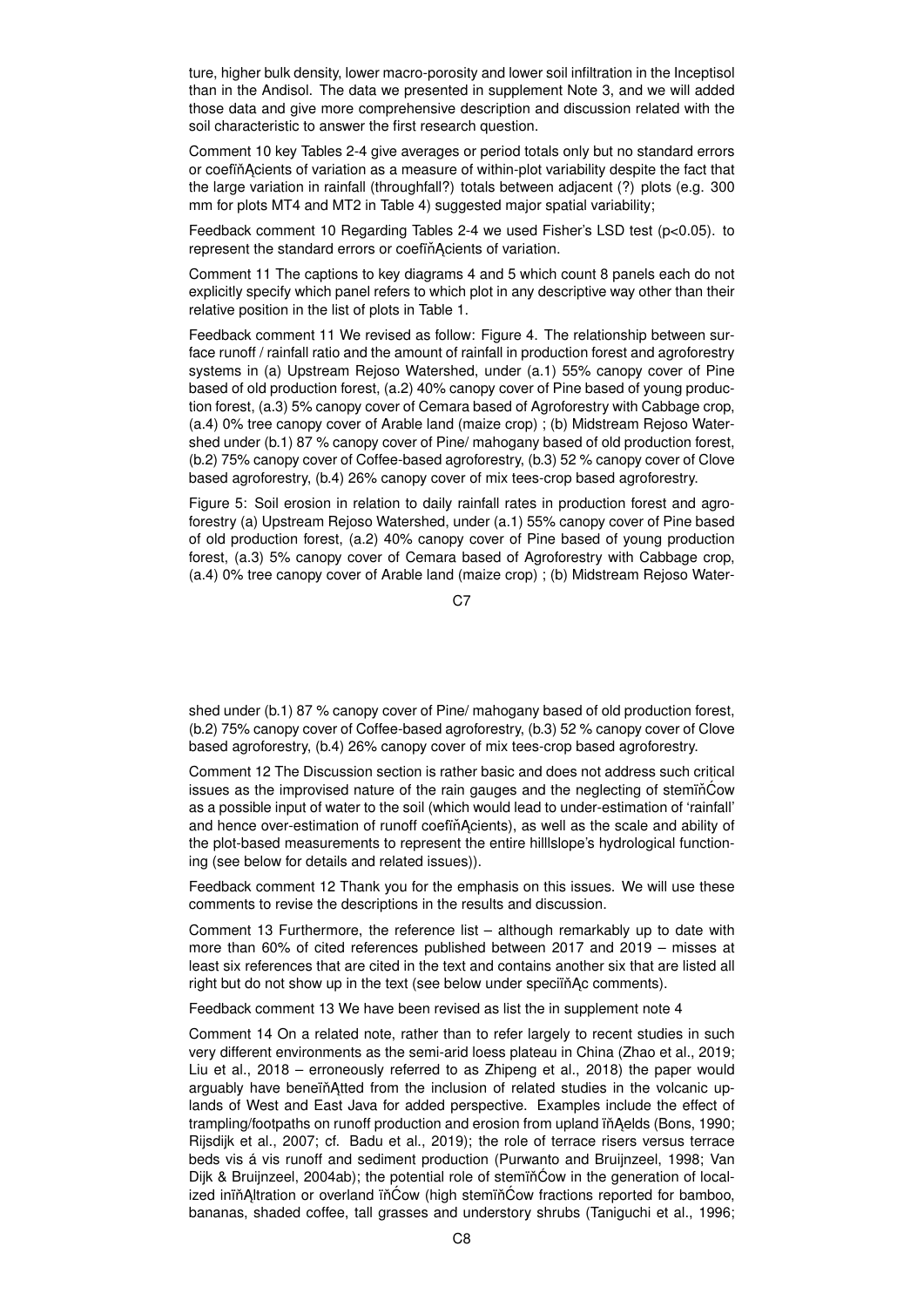ture, higher bulk density, lower macro-porosity and lower soil infiltration in the Inceptisol than in the Andisol. The data we presented in supplement Note 3, and we will added those data and give more comprehensive description and discussion related with the soil characteristic to answer the first research question.

Comment 10 key Tables 2-4 give averages or period totals only but no standard errors or coefïňĄcients of variation as a measure of within-plot variability despite the fact that the large variation in rainfall (throughfall?) totals between adjacent (?) plots (e.g. 300 mm for plots MT4 and MT2 in Table 4) suggested major spatial variability;

Feedback comment 10 Regarding Tables 2-4 we used Fisher's LSD test ($p<0.05$). to represent the standard errors or coefïňĄcients of variation.

Comment 11 The captions to key diagrams 4 and 5 which count 8 panels each do not explicitly specify which panel refers to which plot in any descriptive way other than their relative position in the list of plots in Table 1.

Feedback comment 11 We revised as follow: Figure 4. The relationship between surface runoff / rainfall ratio and the amount of rainfall in production forest and agroforestry systems in (a) Upstream Rejoso Watershed, under (a.1) 55% canopy cover of Pine based of old production forest, (a.2) 40% canopy cover of Pine based of young production forest, (a.3) 5% canopy cover of Cemara based of Agroforestry with Cabbage crop, (a.4) 0% tree canopy cover of Arable land (maize crop) ; (b) Midstream Rejoso Watershed under (b.1) 87 % canopy cover of Pine/ mahogany based of old production forest, (b.2) 75% canopy cover of Coffee-based agroforestry, (b.3) 52 % canopy cover of Clove based agroforestry, (b.4) 26% canopy cover of mix tees-crop based agroforestry.

Figure 5: Soil erosion in relation to daily rainfall rates in production forest and agroforestry (a) Upstream Rejoso Watershed, under (a.1) 55% canopy cover of Pine based of old production forest, (a.2) 40% canopy cover of Pine based of young production forest, (a.3) 5% canopy cover of Cemara based of Agroforestry with Cabbage crop, (a.4) 0% tree canopy cover of Arable land (maize crop) ; (b) Midstream Rejoso Watershed under (b.1) 87 % canopy cover of Pine/ mahogany based of old production forest, (b.2) 75% canopy cover of Coffee-based agroforestry, (b.3) 52 % canopy cover of Clove based agroforestry, (b.4) 26% canopy cover of mix tees-crop based agroforestry.

Comment 12 The Discussion section is rather basic and does not address such critical issues as the improvised nature of the rain gauges and the neglecting of stemïňĆow as a possible input of water to the soil (which would lead to under-estimation of 'rainfall' and hence over-estimation of runoff coefïňĄcients), as well as the scale and ability of the plot-based measurements to represent the entire hilllslope's hydrological functioning (see below for details and related issues)).

Feedback comment 12 Thank you for the emphasis on this issues. We will use these comments to revise the descriptions in the results and discussion.

Comment 13 Furthermore, the reference list – although remarkably up to date with more than 60% of cited references published between 2017 and 2019 – misses at least six references that are cited in the text and contains another six that are listed all right but do not show up in the text (see below under speciïňĄc comments).

Feedback comment 13 We have been revised as list the in supplement note 4

Comment 14 On a related note, rather than to refer largely to recent studies in such very different environments as the semi-arid loess plateau in China (Zhao et al., 2019; Liu et al., 2018 – erroneously referred to as Zhipeng et al., 2018) the paper would arguably have beneïňĄtted from the inclusion of related studies in the volcanic uplands of West and East Java for added perspective. Examples include the effect of trampling/footpaths on runoff production and erosion from upland ïňĄelds (Bons, 1990; Rijsdijk et al., 2007; cf. Badu et al., 2019); the role of terrace risers versus terrace beds vis á vis runoff and sediment production (Purwanto and Bruijnzeel, 1998; Van Dijk & Bruijnzeel, 2004ab); the potential role of stemïňĆow in the generation of localized inïňĄltration or overland ïňĆow (high stemïňĆow fractions reported for bamboo, bananas, shaded coffee, tall grasses and understory shrubs (Taniguchi et al., 1996;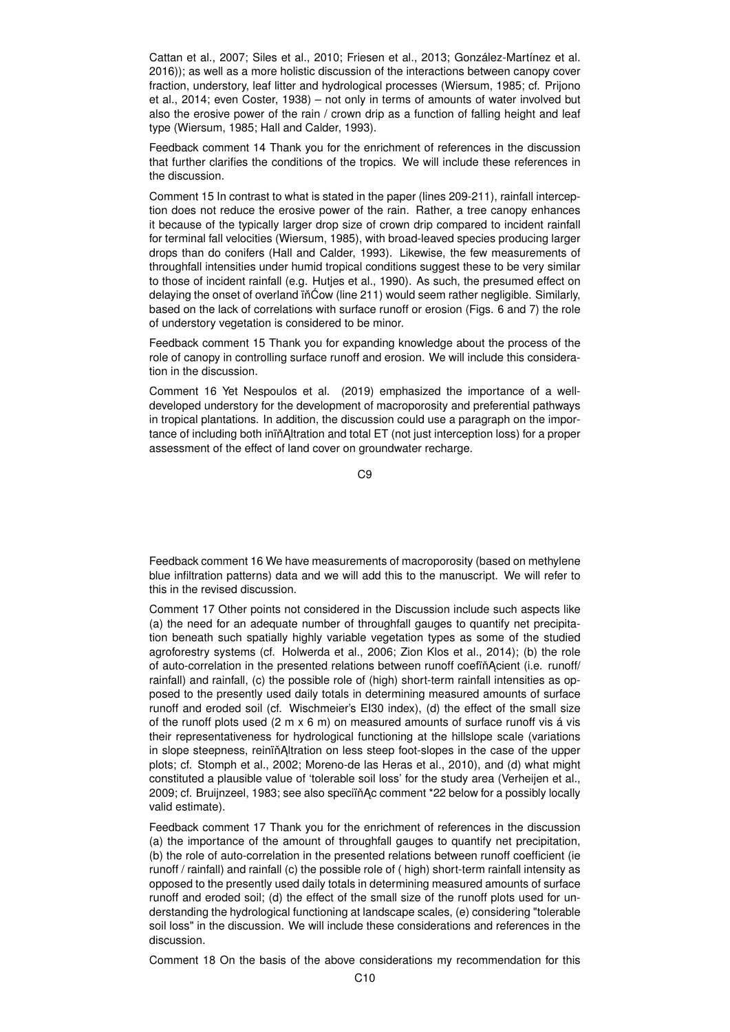Cattan et al., 2007; Siles et al., 2010; Friesen et al., 2013; González-Martínez et al. 2016)); as well as a more holistic discussion of the interactions between canopy cover fraction, understory, leaf litter and hydrological processes (Wiersum, 1985; cf. Prijono et al., 2014; even Coster, 1938) – not only in terms of amounts of water involved but also the erosive power of the rain / crown drip as a function of falling height and leaf type (Wiersum, 1985; Hall and Calder, 1993).

Feedback comment 14 Thank you for the enrichment of references in the discussion that further clarifies the conditions of the tropics. We will include these references in the discussion.

Comment 15 In contrast to what is stated in the paper (lines 209-211), rainfall interception does not reduce the erosive power of the rain. Rather, a tree canopy enhances it because of the typically larger drop size of crown drip compared to incident rainfall for terminal fall velocities (Wiersum, 1985), with broad-leaved species producing larger drops than do conifers (Hall and Calder, 1993). Likewise, the few measurements of throughfall intensities under humid tropical conditions suggest these to be very similar to those of incident rainfall (e.g. Hutjes et al., 1990). As such, the presumed effect on delaying the onset of overland flow (line 211) would seem rather negligible. Similarly, based on the lack of correlations with surface runoff or erosion (Figs. 6 and 7) the role of understory vegetation is considered to be minor.

Feedback comment 15 Thank you for expanding knowledge about the process of the role of canopy in controlling surface runoff and erosion. We will include this consideration in the discussion.

Comment 16 Yet Nespoulos et al. (2019) emphasized the importance of a well-developed understory for the development of macroporosity and preferential pathways in tropical plantations. In addition, the discussion could use a paragraph on the importance of including both infiltration and total ET (not just interception loss) for a proper assessment of the effect of land cover on groundwater recharge.

Feedback comment 16 We have measurements of macroporosity (based on methylene blue infiltration patterns) data and we will add this to the manuscript. We will refer to this in the revised discussion.

Comment 17 Other points not considered in the Discussion include such aspects like (a) the need for an adequate number of throughfall gauges to quantify net precipitation beneath such spatially highly variable vegetation types as some of the studied agroforestry systems (cf. Holwerda et al., 2006; Zion Klos et al., 2014); (b) the role of auto-correlation in the presented relations between runoff coefficient (i.e. runoff/ rainfall) and rainfall, (c) the possible role of (high) short-term rainfall intensities as opposed to the presently used daily totals in determining measured amounts of surface runoff and eroded soil (cf. Wischmeier's EI30 index), (d) the effect of the small size of the runoff plots used (2 m x 6 m) on measured amounts of surface runoff vis á vis their representativeness for hydrological functioning at the hillslope scale (variations in slope steepness, reinfiltration on less steep foot-slopes in the case of the upper plots; cf. Stomph et al., 2002; Moreno-de las Heras et al., 2010), and (d) what might constituted a plausible value of 'tolerable soil loss' for the study area (Verheijen et al., 2009; cf. Bruijnzeel, 1983; see also specific comment *22 below for a possibly locally valid estimate).

Feedback comment 17 Thank you for the enrichment of references in the discussion (a) the importance of the amount of throughfall gauges to quantify net precipitation, (b) the role of auto-correlation in the presented relations between runoff coefficient (ie runoff / rainfall) and rainfall (c) the possible role of ( high) short-term rainfall intensity as opposed to the presently used daily totals in determining measured amounts of surface runoff and eroded soil; (d) the effect of the small size of the runoff plots used for understanding the hydrological functioning at landscape scales, (e) considering "tolerable soil loss" in the discussion. We will include these considerations and references in the discussion.

Comment 18 On the basis of the above considerations my recommendation for this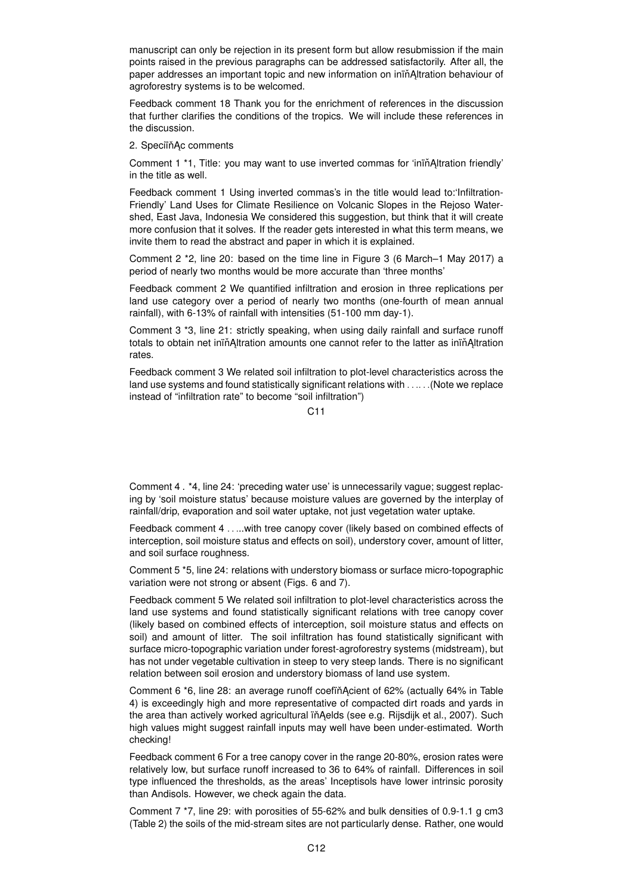manuscript can only be rejection in its present form but allow resubmission if the main points raised in the previous paragraphs can be addressed satisfactorily. After all, the paper addresses an important topic and new information on infiltration behaviour of agroforestry systems is to be welcomed.

Feedback comment 18 Thank you for the enrichment of references in the discussion that further clarifies the conditions of the tropics. We will include these references in the discussion.

2. Specific comments

Comment 1 *1, Title: you may want to use inverted commas for 'infiltration friendly' in the title as well.

Feedback comment 1 Using inverted commas's in the title would lead to:'Infiltration-Friendly' Land Uses for Climate Resilience on Volcanic Slopes in the Rejoso Watershed, East Java, Indonesia We considered this suggestion, but think that it will create more confusion that it solves. If the reader gets interested in what this term means, we invite them to read the abstract and paper in which it is explained.

Comment 2 *2, line 20: based on the time line in Figure 3 (6 March–1 May 2017) a period of nearly two months would be more accurate than 'three months'

Feedback comment 2 We quantified infiltration and erosion in three replications per land use category over a period of nearly two months (one-fourth of mean annual rainfall), with 6-13% of rainfall with intensities (51-100 mm day-1).

Comment 3 *3, line 21: strictly speaking, when using daily rainfall and surface runoff totals to obtain net infiltration amounts one cannot refer to the latter as infiltration rates.

Feedback comment 3 We related soil infiltration to plot-level characteristics across the land use systems and found statistically significant relations with . . .. . .(Note we replace instead of "infiltration rate" to become "soil infiltration")

Comment 4 . *4, line 24: 'preceding water use' is unnecessarily vague; suggest replacing by 'soil moisture status' because moisture values are governed by the interplay of rainfall/drip, evaporation and soil water uptake, not just vegetation water uptake.

Feedback comment 4 . . ...with tree canopy cover (likely based on combined effects of interception, soil moisture status and effects on soil), understory cover, amount of litter, and soil surface roughness.

Comment 5 *5, line 24: relations with understory biomass or surface micro-topographic variation were not strong or absent (Figs. 6 and 7).

Feedback comment 5 We related soil infiltration to plot-level characteristics across the land use systems and found statistically significant relations with tree canopy cover (likely based on combined effects of interception, soil moisture status and effects on soil) and amount of litter. The soil infiltration has found statistically significant with surface micro-topographic variation under forest-agroforestry systems (midstream), but has not under vegetable cultivation in steep to very steep lands. There is no significant relation between soil erosion and understory biomass of land use system.

Comment 6 *6, line 28: an average runoff coefficient of 62% (actually 64% in Table 4) is exceedingly high and more representative of compacted dirt roads and yards in the area than actively worked agricultural fields (see e.g. Rijsdijk et al., 2007). Such high values might suggest rainfall inputs may well have been under-estimated. Worth checking!

Feedback comment 6 For a tree canopy cover in the range 20-80%, erosion rates were relatively low, but surface runoff increased to 36 to 64% of rainfall. Differences in soil type influenced the thresholds, as the areas' Inceptisols have lower intrinsic porosity than Andisols. However, we check again the data.

Comment 7 *7, line 29: with porosities of 55-62% and bulk densities of 0.9-1.1 g cm3 (Table 2) the soils of the mid-stream sites are not particularly dense. Rather, one would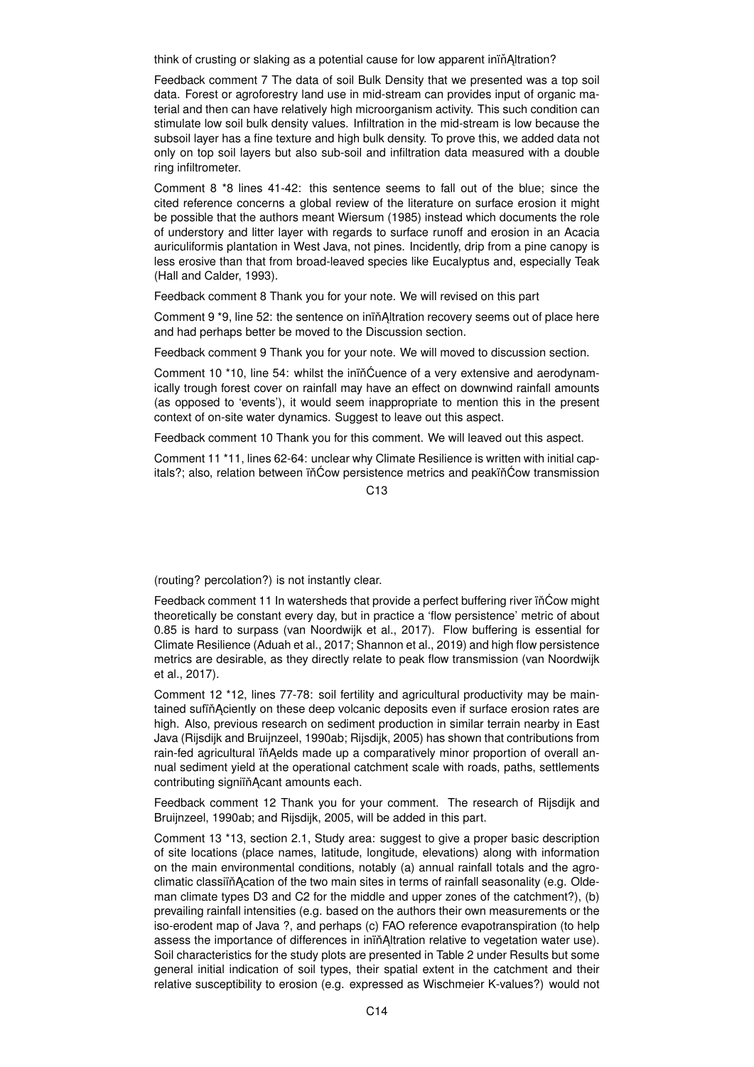think of crusting or slaking as a potential cause for low apparent inïňĄltration?

Feedback comment 7 The data of soil Bulk Density that we presented was a top soil data. Forest or agroforestry land use in mid-stream can provides input of organic material and then can have relatively high microorganism activity. This such condition can stimulate low soil bulk density values. Infiltration in the mid-stream is low because the subsoil layer has a fine texture and high bulk density. To prove this, we added data not only on top soil layers but also sub-soil and infiltration data measured with a double ring infiltrometer.

Comment 8 *8 lines 41-42: this sentence seems to fall out of the blue; since the cited reference concerns a global review of the literature on surface erosion it might be possible that the authors meant Wiersum (1985) instead which documents the role of understory and litter layer with regards to surface runoff and erosion in an Acacia auriculiformis plantation in West Java, not pines. Incidently, drip from a pine canopy is less erosive than that from broad-leaved species like Eucalyptus and, especially Teak (Hall and Calder, 1993).

Feedback comment 8 Thank you for your note. We will revised on this part

Comment 9 *9, line 52: the sentence on inïňĄltration recovery seems out of place here and had perhaps better be moved to the Discussion section.

Feedback comment 9 Thank you for your note. We will moved to discussion section.

Comment 10 *10, line 54: whilst the inïňĆuence of a very extensive and aerodynamically trough forest cover on rainfall may have an effect on downwind rainfall amounts (as opposed to 'events'), it would seem inappropriate to mention this in the present context of on-site water dynamics. Suggest to leave out this aspect.

Feedback comment 10 Thank you for this comment. We will leaved out this aspect.

Comment 11 *11, lines 62-64: unclear why Climate Resilience is written with initial capitals?; also, relation between ïňĆow persistence metrics and peakïňĆow transmission (routing? percolation?) is not instantly clear.

Feedback comment 11 In watersheds that provide a perfect buffering river ïňĆow might theoretically be constant every day, but in practice a 'flow persistence' metric of about 0.85 is hard to surpass (van Noordwijk et al., 2017). Flow buffering is essential for Climate Resilience (Aduah et al., 2017; Shannon et al., 2019) and high flow persistence metrics are desirable, as they directly relate to peak flow transmission (van Noordwijk et al., 2017).

Comment 12 *12, lines 77-78: soil fertility and agricultural productivity may be maintained sufïňĄciently on these deep volcanic deposits even if surface erosion rates are high. Also, previous research on sediment production in similar terrain nearby in East Java (Rijsdijk and Bruijnzeel, 1990ab; Rijsdijk, 2005) has shown that contributions from rain-fed agricultural ïňĄelds made up a comparatively minor proportion of overall annual sediment yield at the operational catchment scale with roads, paths, settlements contributing signiïňĄcant amounts each.

Feedback comment 12 Thank you for your comment. The research of Rijsdijk and Bruijnzeel, 1990ab; and Rijsdijk, 2005, will be added in this part.

Comment 13 *13, section 2.1, Study area: suggest to give a proper basic description of site locations (place names, latitude, longitude, elevations) along with information on the main environmental conditions, notably (a) annual rainfall totals and the agro-climatic classiïňĄcation of the two main sites in terms of rainfall seasonality (e.g. Oldeman climate types D3 and C2 for the middle and upper zones of the catchment?), (b) prevailing rainfall intensities (e.g. based on the authors their own measurements or the iso-erodent map of Java ?, and perhaps (c) FAO reference evapotranspiration (to help assess the importance of differences in inïňĄltration relative to vegetation water use). Soil characteristics for the study plots are presented in Table 2 under Results but some general initial indication of soil types, their spatial extent in the catchment and their relative susceptibility to erosion (e.g. expressed as Wischmeier K-values?) would not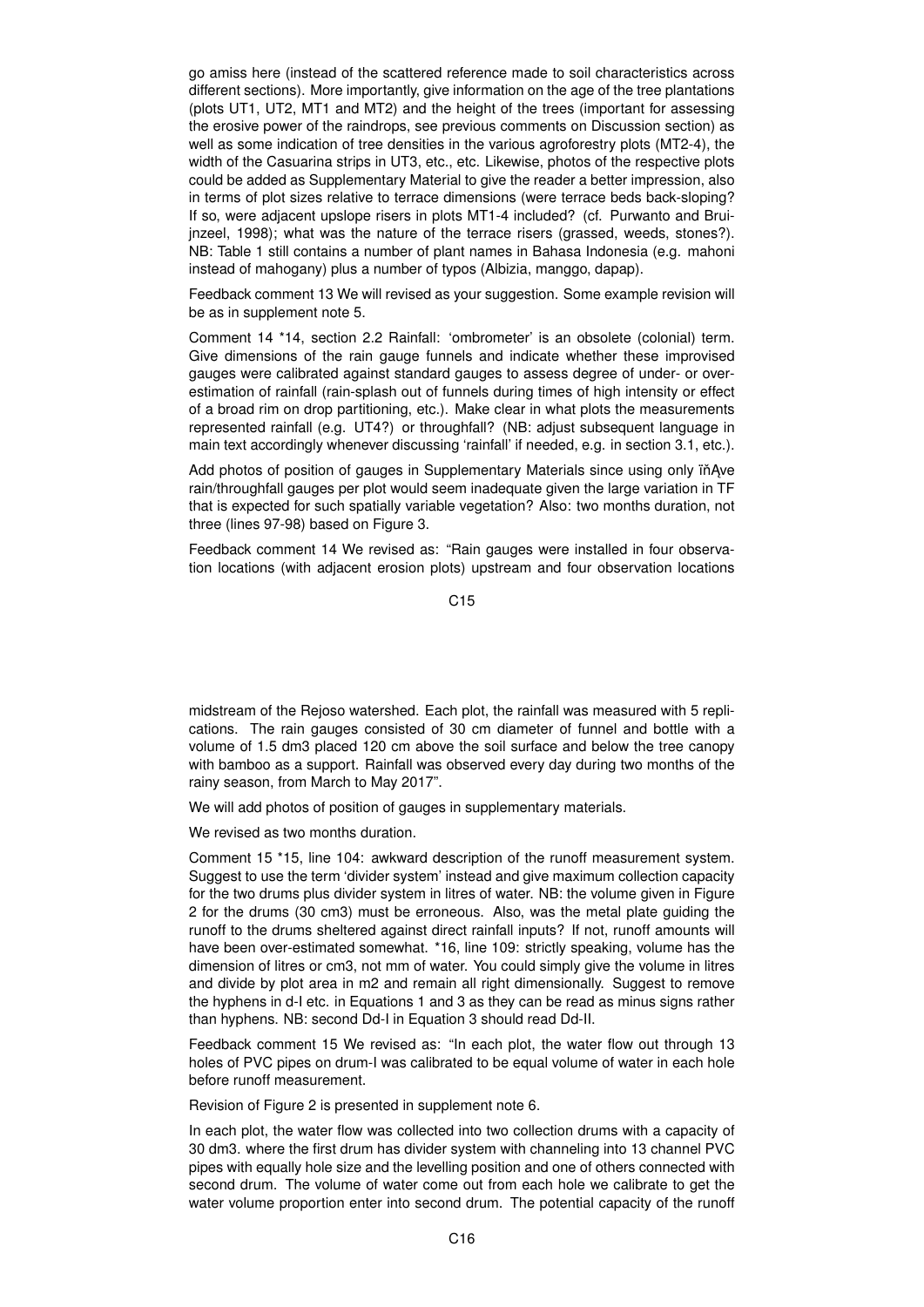go amiss here (instead of the scattered reference made to soil characteristics across different sections). More importantly, give information on the age of the tree plantations (plots UT1, UT2, MT1 and MT2) and the height of the trees (important for assessing the erosive power of the raindrops, see previous comments on Discussion section) as well as some indication of tree densities in the various agroforestry plots (MT2-4), the width of the Casuarina strips in UT3, etc., etc. Likewise, photos of the respective plots could be added as Supplementary Material to give the reader a better impression, also in terms of plot sizes relative to terrace dimensions (were terrace beds back-sloping? If so, were adjacent upslope risers in plots MT1-4 included? (cf. Purwanto and Bruijnzeel, 1998); what was the nature of the terrace risers (grassed, weeds, stones?). NB: Table 1 still contains a number of plant names in Bahasa Indonesia (e.g. mahoni instead of mahogany) plus a number of typos (Albizia, manggo, dapap).

Feedback comment 13 We will revised as your suggestion. Some example revision will be as in supplement note 5.

Comment 14 *14, section 2.2 Rainfall: 'ombrometer' is an obsolete (colonial) term. Give dimensions of the rain gauge funnels and indicate whether these improvised gauges were calibrated against standard gauges to assess degree of under- or overestimation of rainfall (rain-splash out of funnels during times of high intensity or effect of a broad rim on drop partitioning, etc.). Make clear in what plots the measurements represented rainfall (e.g. UT4?) or throughfall? (NB: adjust subsequent language in main text accordingly whenever discussing 'rainfall' if needed, e.g. in section 3.1, etc.).

Add photos of position of gauges in Supplementary Materials since using only ïňAve rain/throughfall gauges per plot would seem inadequate given the large variation in TF that is expected for such spatially variable vegetation? Also: two months duration, not three (lines 97-98) based on Figure 3.

Feedback comment 14 We revised as: "Rain gauges were installed in four observation locations (with adjacent erosion plots) upstream and four observation locations midstream of the Rejoso watershed. Each plot, the rainfall was measured with 5 replications. The rain gauges consisted of 30 cm diameter of funnel and bottle with a volume of 1.5 dm3 placed 120 cm above the soil surface and below the tree canopy with bamboo as a support. Rainfall was observed every day during two months of the rainy season, from March to May 2017".

We will add photos of position of gauges in supplementary materials.

We revised as two months duration.

Comment 15 *15, line 104: awkward description of the runoff measurement system. Suggest to use the term 'divider system' instead and give maximum collection capacity for the two drums plus divider system in litres of water. NB: the volume given in Figure 2 for the drums (30 cm3) must be erroneous. Also, was the metal plate guiding the runoff to the drums sheltered against direct rainfall inputs? If not, runoff amounts will have been over-estimated somewhat. *16, line 109: strictly speaking, volume has the dimension of litres or cm3, not mm of water. You could simply give the volume in litres and divide by plot area in m2 and remain all right dimensionally. Suggest to remove the hyphens in d-I etc. in Equations 1 and 3 as they can be read as minus signs rather than hyphens. NB: second Dd-I in Equation 3 should read Dd-II.

Feedback comment 15 We revised as: "In each plot, the water flow out through 13 holes of PVC pipes on drum-I was calibrated to be equal volume of water in each hole before runoff measurement.

Revision of Figure 2 is presented in supplement note 6.

In each plot, the water flow was collected into two collection drums with a capacity of 30 dm3. where the first drum has divider system with channeling into 13 channel PVC pipes with equally hole size and the levelling position and one of others connected with second drum. The volume of water come out from each hole we calibrate to get the water volume proportion enter into second drum. The potential capacity of the runoff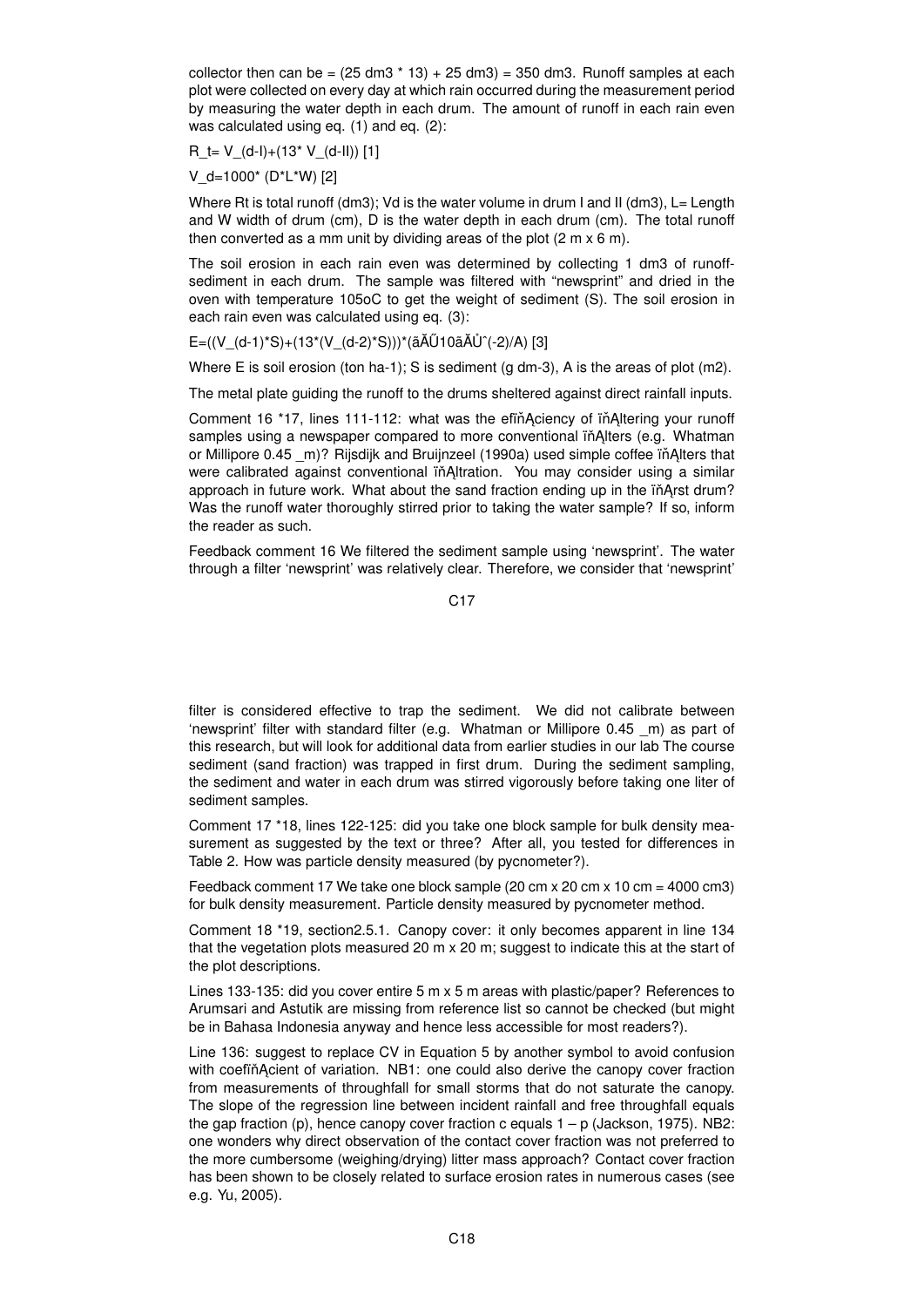collector then can be = (25 dm3 * 13) + 25 dm3) = 350 dm3. Runoff samples at each plot were collected on every day at which rain occurred during the measurement period by measuring the water depth in each drum. The amount of runoff in each rain even was calculated using eq. (1) and eq. (2):

$R_t = V_{(d-I)} + (13 * V_{(d-II)})$ [1]

$V_d = 1000 * (D*L*W)$ [2]

Where Rt is total runoff (dm3); Vd is the water volume in drum I and II (dm3), L= Length and W width of drum (cm), D is the water depth in each drum (cm). The total runoff then converted as a mm unit by dividing areas of the plot (2 m x 6 m).

The soil erosion in each rain even was determined by collecting 1 dm3 of runoff-sediment in each drum. The sample was filtered with "newsprint" and dried in the oven with temperature 105oC to get the weight of sediment (S). The soil erosion in each rain even was calculated using eq. (3):

E=((V_(d-1)*S)+(13*(V_(d-2)*S)))*(ãĂŰ10ãĂÙ^(-2)/A) [3]

Where E is soil erosion (ton ha-1); S is sediment (g dm-3), A is the areas of plot (m2).

The metal plate guiding the runoff to the drums sheltered against direct rainfall inputs.

Comment 16 *17, lines 111-112: what was the efﬁciency of ﬁltering your runoff samples using a newspaper compared to more conventional ﬁlters (e.g. Whatman or Millipore 0.45 _m)? Rijsdijk and Bruijnzeel (1990a) used simple coffee ﬁlters that were calibrated against conventional ﬁltration. You may consider using a similar approach in future work. What about the sand fraction ending up in the ﬁrst drum? Was the runoff water thoroughly stirred prior to taking the water sample? If so, inform the reader as such.

Feedback comment 16 We filtered the sediment sample using 'newsprint'. The water through a filter 'newsprint' was relatively clear. Therefore, we consider that 'newsprint' filter is considered effective to trap the sediment. We did not calibrate between 'newsprint' filter with standard filter (e.g. Whatman or Millipore 0.45 _m) as part of this research, but will look for additional data from earlier studies in our lab The course sediment (sand fraction) was trapped in first drum. During the sediment sampling, the sediment and water in each drum was stirred vigorously before taking one liter of sediment samples.

Comment 17 *18, lines 122-125: did you take one block sample for bulk density measurement as suggested by the text or three? After all, you tested for differences in Table 2. How was particle density measured (by pycnometer?).

Feedback comment 17 We take one block sample (20 cm x 20 cm x 10 cm = 4000 cm3) for bulk density measurement. Particle density measured by pycnometer method.

Comment 18 *19, section2.5.1. Canopy cover: it only becomes apparent in line 134 that the vegetation plots measured 20 m x 20 m; suggest to indicate this at the start of the plot descriptions.

Lines 133-135: did you cover entire 5 m x 5 m areas with plastic/paper? References to Arumsari and Astutik are missing from reference list so cannot be checked (but might be in Bahasa Indonesia anyway and hence less accessible for most readers?).

Line 136: suggest to replace CV in Equation 5 by another symbol to avoid confusion with coefﬁcient of variation. NB1: one could also derive the canopy cover fraction from measurements of throughfall for small storms that do not saturate the canopy. The slope of the regression line between incident rainfall and free throughfall equals the gap fraction (p), hence canopy cover fraction c equals 1 – p (Jackson, 1975). NB2: one wonders why direct observation of the contact cover fraction was not preferred to the more cumbersome (weighing/drying) litter mass approach? Contact cover fraction has been shown to be closely related to surface erosion rates in numerous cases (see e.g. Yu, 2005).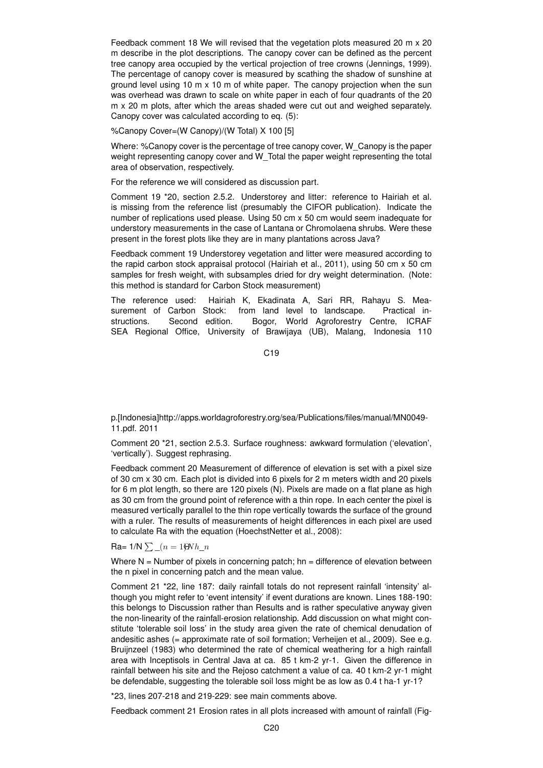Feedback comment 18 We will revised that the vegetation plots measured 20 m x 20 m describe in the plot descriptions. The canopy cover can be defined as the percent tree canopy area occupied by the vertical projection of tree crowns (Jennings, 1999). The percentage of canopy cover is measured by scathing the shadow of sunshine at ground level using 10 m x 10 m of white paper. The canopy projection when the sun was overhead was drawn to scale on white paper in each of four quadrants of the 20 m x 20 m plots, after which the areas shaded were cut out and weighed separately. Canopy cover was calculated according to eq. (5):

%Canopy Cover=(W Canopy)/(W Total) X 100 [5]

Where: %Canopy cover is the percentage of tree canopy cover, W_Canopy is the paper weight representing canopy cover and W_Total the paper weight representing the total area of observation, respectively.

For the reference we will considered as discussion part.

Comment 19 *20, section 2.5.2. Understorey and litter: reference to Hairiah et al. is missing from the reference list (presumably the CIFOR publication). Indicate the number of replications used please. Using 50 cm x 50 cm would seem inadequate for understory measurements in the case of Lantana or Chromolaena shrubs. Were these present in the forest plots like they are in many plantations across Java?

Feedback comment 19 Understorey vegetation and litter were measured according to the rapid carbon stock appraisal protocol (Hairiah et al., 2011), using 50 cm x 50 cm samples for fresh weight, with subsamples dried for dry weight determination. (Note: this method is standard for Carbon Stock measurement)

The reference used: Hairiah K, Ekadinata A, Sari RR, Rahayu S. Measurement of Carbon Stock: from land level to landscape. Practical instructions. Second edition. Bogor, World Agroforestry Centre, ICRAF SEA Regional Office, University of Brawijaya (UB), Malang, Indonesia 110 p.[Indonesia]http://apps.worldagroforestry.org/sea/Publications/files/manual/MN0049-11.pdf. 2011

Comment 20 *21, section 2.5.3. Surface roughness: awkward formulation ('elevation', 'vertically'). Suggest rephrasing.

Feedback comment 20 Measurement of difference of elevation is set with a pixel size of 30 cm x 30 cm. Each plot is divided into 6 pixels for 2 m meters width and 20 pixels for 6 m plot length, so there are 120 pixels (N). Pixels are made on a flat plane as high as 30 cm from the ground point of reference with a thin rope. In each center the pixel is measured vertically parallel to the thin rope vertically towards the surface of the ground with a ruler. The results of measurements of height differences in each pixel are used to calculate Ra with the equation (HoechstNetter et al., 2008):

Ra= 1/N $\sum_{(n=1)}^{N} h_n$

Where N = Number of pixels in concerning patch; hn = difference of elevation between the n pixel in concerning patch and the mean value.

Comment 21 *22, line 187: daily rainfall totals do not represent rainfall 'intensity' although you might refer to 'event intensity' if event durations are known. Lines 188-190: this belongs to Discussion rather than Results and is rather speculative anyway given the non-linearity of the rainfall-erosion relationship. Add discussion on what might constitute 'tolerable soil loss' in the study area given the rate of chemical denudation of andesitic ashes (= approximate rate of soil formation; Verheijen et al., 2009). See e.g. Bruijnzeel (1983) who determined the rate of chemical weathering for a high rainfall area with Inceptisols in Central Java at ca. 85 t km-2 yr-1. Given the difference in rainfall between his site and the Rejoso catchment a value of ca. 40 t km-2 yr-1 might be defendable, suggesting the tolerable soil loss might be as low as 0.4 t ha-1 yr-1?

*23, lines 207-218 and 219-229: see main comments above.

Feedback comment 21 Erosion rates in all plots increased with amount of rainfall (Fig-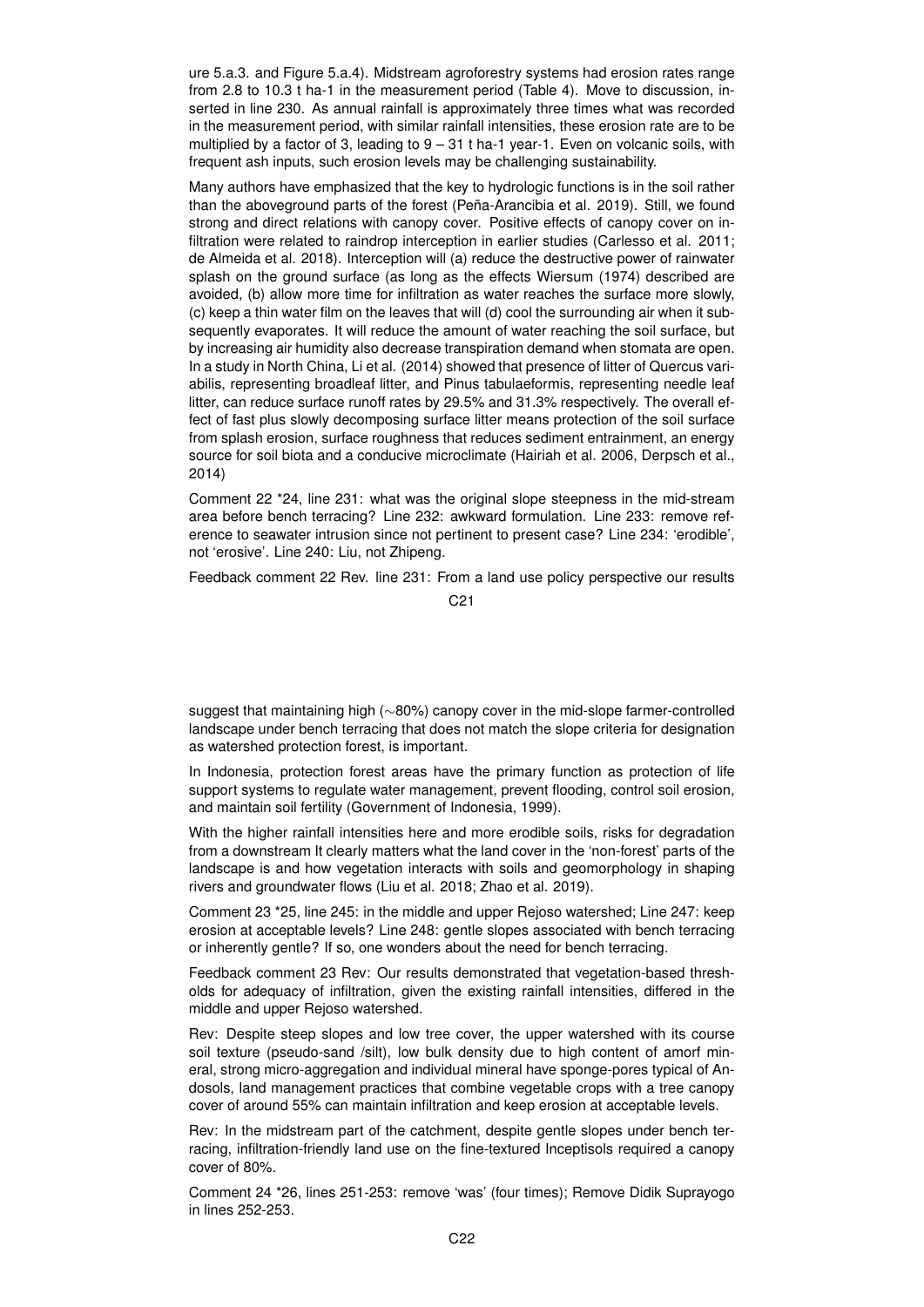ure 5.a.3. and Figure 5.a.4). Midstream agroforestry systems had erosion rates range from 2.8 to 10.3 t ha-1 in the measurement period (Table 4). Move to discussion, inserted in line 230. As annual rainfall is approximately three times what was recorded in the measurement period, with similar rainfall intensities, these erosion rate are to be multiplied by a factor of 3, leading to 9 – 31 t ha-1 year-1. Even on volcanic soils, with frequent ash inputs, such erosion levels may be challenging sustainability.

Many authors have emphasized that the key to hydrologic functions is in the soil rather than the aboveground parts of the forest (Peña-Arancibia et al. 2019). Still, we found strong and direct relations with canopy cover. Positive effects of canopy cover on infiltration were related to raindrop interception in earlier studies (Carlesso et al. 2011; de Almeida et al. 2018). Interception will (a) reduce the destructive power of rainwater splash on the ground surface (as long as the effects Wiersum (1974) described are avoided, (b) allow more time for infiltration as water reaches the surface more slowly, (c) keep a thin water film on the leaves that will (d) cool the surrounding air when it subsequently evaporates. It will reduce the amount of water reaching the soil surface, but by increasing air humidity also decrease transpiration demand when stomata are open. In a study in North China, Li et al. (2014) showed that presence of litter of Quercus variabilis, representing broadleaf litter, and Pinus tabulaeformis, representing needle leaf litter, can reduce surface runoff rates by 29.5% and 31.3% respectively. The overall effect of fast plus slowly decomposing surface litter means protection of the soil surface from splash erosion, surface roughness that reduces sediment entrainment, an energy source for soil biota and a conducive microclimate (Hairiah et al. 2006, Derpsch et al., 2014)

Comment 22 *24, line 231: what was the original slope steepness in the mid-stream area before bench terracing? Line 232: awkward formulation. Line 233: remove reference to seawater intrusion since not pertinent to present case? Line 234: 'erodible', not 'erosive'. Line 240: Liu, not Zhipeng.

Feedback comment 22 Rev. line 231: From a land use policy perspective our results suggest that maintaining high (~80%) canopy cover in the mid-slope farmer-controlled landscape under bench terracing that does not match the slope criteria for designation as watershed protection forest, is important.

In Indonesia, protection forest areas have the primary function as protection of life support systems to regulate water management, prevent flooding, control soil erosion, and maintain soil fertility (Government of Indonesia, 1999).

With the higher rainfall intensities here and more erodible soils, risks for degradation from a downstream It clearly matters what the land cover in the 'non-forest' parts of the landscape is and how vegetation interacts with soils and geomorphology in shaping rivers and groundwater flows (Liu et al. 2018; Zhao et al. 2019).

Comment 23 *25, line 245: in the middle and upper Rejoso watershed; Line 247: keep erosion at acceptable levels? Line 248: gentle slopes associated with bench terracing or inherently gentle? If so, one wonders about the need for bench terracing.

Feedback comment 23 Rev: Our results demonstrated that vegetation-based thresholds for adequacy of infiltration, given the existing rainfall intensities, differed in the middle and upper Rejoso watershed.

Rev: Despite steep slopes and low tree cover, the upper watershed with its course soil texture (pseudo-sand /silt), low bulk density due to high content of amorf mineral, strong micro-aggregation and individual mineral have sponge-pores typical of Andosols, land management practices that combine vegetable crops with a tree canopy cover of around 55% can maintain infiltration and keep erosion at acceptable levels.

Rev: In the midstream part of the catchment, despite gentle slopes under bench terracing, infiltration-friendly land use on the fine-textured Inceptisols required a canopy cover of 80%.

Comment 24 *26, lines 251-253: remove 'was' (four times); Remove Didik Suprayogo in lines 252-253.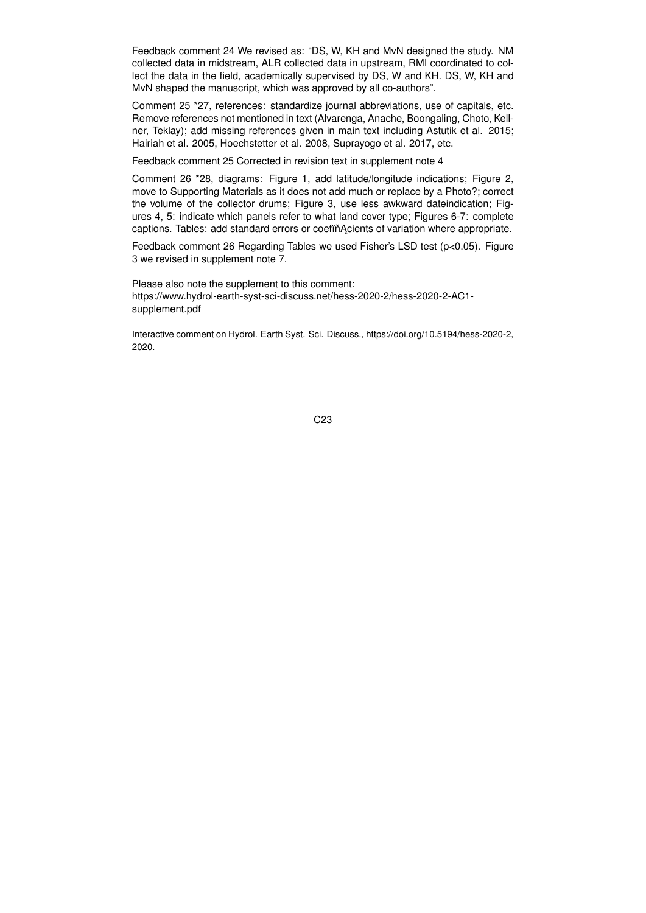Feedback comment 24 We revised as: “DS, W, KH and MvN designed the study. NM collected data in midstream, ALR collected data in upstream, RMI coordinated to collect the data in the field, academically supervised by DS, W and KH. DS, W, KH and MvN shaped the manuscript, which was approved by all co-authors”.

Comment 25 *27, references: standardize journal abbreviations, use of capitals, etc. Remove references not mentioned in text (Alvarenga, Anache, Boongaling, Choto, Kellner, Teklay); add missing references given in main text including Astutik et al. 2015; Hairiah et al. 2005, Hoechstetter et al. 2008, Suprayogo et al. 2017, etc.

Feedback comment 25 Corrected in revision text in supplement note 4

Comment 26 *28, diagrams: Figure 1, add latitude/longitude indications; Figure 2, move to Supporting Materials as it does not add much or replace by a Photo?; correct the volume of the collector drums; Figure 3, use less awkward dateindication; Figures 4, 5: indicate which panels refer to what land cover type; Figures 6-7: complete captions. Tables: add standard errors or coefïňĄcients of variation where appropriate.

Feedback comment 26 Regarding Tables we used Fisher’s LSD test ($p<0.05$). Figure 3 we revised in supplement note 7.

Please also note the supplement to this comment:
https://www.hydrol-earth-syst-sci-discuss.net/hess-2020-2/hess-2020-2-AC1-supplement.pdf

---

Interactive comment on Hydrol. Earth Syst. Sci. Discuss., https://doi.org/10.5194/hess-2020-2, 2020.